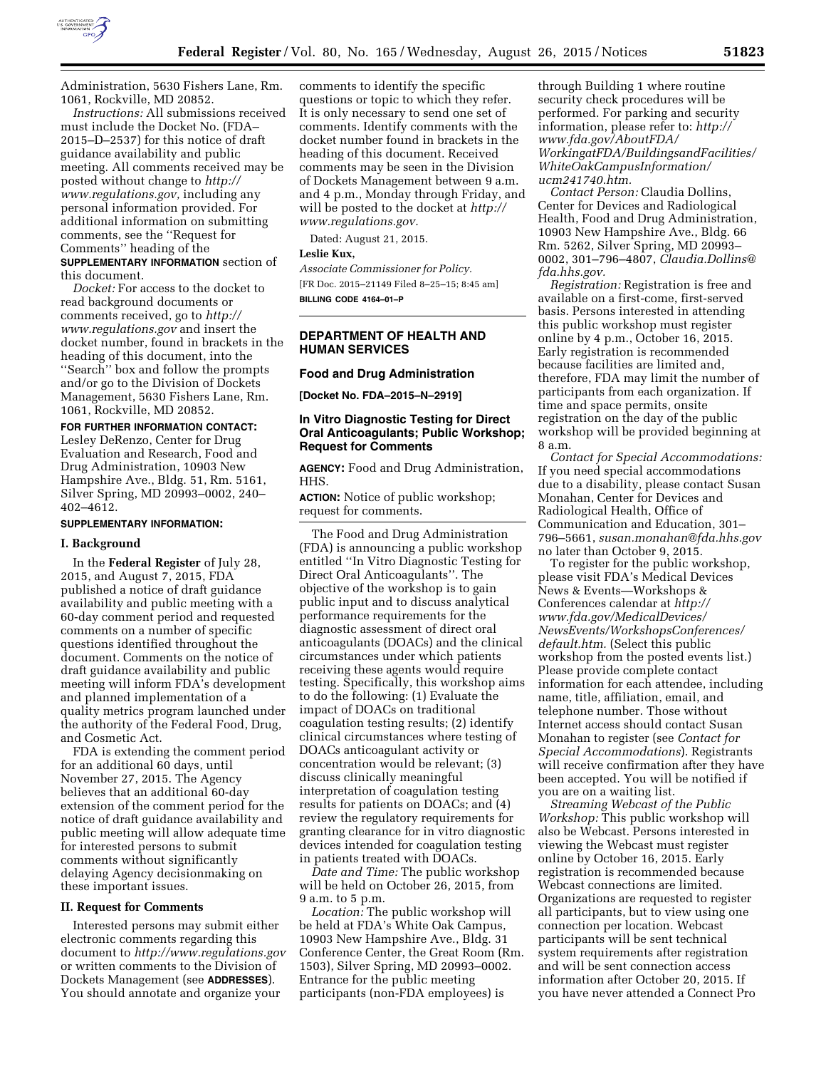Administration, 5630 Fishers Lane, Rm. 1061, Rockville, MD 20852.

*Instructions:* All submissions received must include the Docket No. (FDA–2015–D–2537) for this notice of draft guidance availability and public meeting. All comments received may be posted without change to *http://www.regulations.gov,* including any personal information provided. For additional information on submitting comments, see the ''Request for Comments'' heading of the **SUPPLEMENTARY INFORMATION** section of this document.

*Docket:* For access to the docket to read background documents or comments received, go to *http://www.regulations.gov* and insert the docket number, found in brackets in the heading of this document, into the ''Search'' box and follow the prompts and/or go to the Division of Dockets Management, 5630 Fishers Lane, Rm. 1061, Rockville, MD 20852.

**FOR FURTHER INFORMATION CONTACT:** Lesley DeRenzo, Center for Drug Evaluation and Research, Food and Drug Administration, 10903 New Hampshire Ave., Bldg. 51, Rm. 5161, Silver Spring, MD 20993–0002, 240–402–4612.

**SUPPLEMENTARY INFORMATION:**

## I. Background

In the **Federal Register** of July 28, 2015, and August 7, 2015, FDA published a notice of draft guidance availability and public meeting with a 60-day comment period and requested comments on a number of specific questions identified throughout the document. Comments on the notice of draft guidance availability and public meeting will inform FDA's development and planned implementation of a quality metrics program launched under the authority of the Federal Food, Drug, and Cosmetic Act.

FDA is extending the comment period for an additional 60 days, until November 27, 2015. The Agency believes that an additional 60-day extension of the comment period for the notice of draft guidance availability and public meeting will allow adequate time for interested persons to submit comments without significantly delaying Agency decisionmaking on these important issues.

## II. Request for Comments

Interested persons may submit either electronic comments regarding this document to *http://www.regulations.gov* or written comments to the Division of Dockets Management (see **ADDRESSES**). You should annotate and organize your comments to identify the specific questions or topic to which they refer. It is only necessary to send one set of comments. Identify comments with the docket number found in brackets in the heading of this document. Received comments may be seen in the Division of Dockets Management between 9 a.m. and 4 p.m., Monday through Friday, and will be posted to the docket at *http://www.regulations.gov.*

Dated: August 21, 2015.

**Leslie Kux,**

*Associate Commissioner for Policy.*

[FR Doc. 2015–21149 Filed 8–25–15; 8:45 am]

**BILLING CODE 4164–01–P**

---

**DEPARTMENT OF HEALTH AND HUMAN SERVICES**

**Food and Drug Administration**

**[Docket No. FDA–2015–N–2919]**

## In Vitro Diagnostic Testing for Direct Oral Anticoagulants; Public Workshop; Request for Comments

**AGENCY:** Food and Drug Administration, HHS.

**ACTION:** Notice of public workshop; request for comments.

The Food and Drug Administration (FDA) is announcing a public workshop entitled ''In Vitro Diagnostic Testing for Direct Oral Anticoagulants''. The objective of the workshop is to gain public input and to discuss analytical performance requirements for the diagnostic assessment of direct oral anticoagulants (DOACs) and the clinical circumstances under which patients receiving these agents would require testing. Specifically, this workshop aims to do the following: (1) Evaluate the impact of DOACs on traditional coagulation testing results; (2) identify clinical circumstances where testing of DOACs anticoagulant activity or concentration would be relevant; (3) discuss clinically meaningful interpretation of coagulation testing results for patients on DOACs; and (4) review the regulatory requirements for granting clearance for in vitro diagnostic devices intended for coagulation testing in patients treated with DOACs.

*Date and Time:* The public workshop will be held on October 26, 2015, from 9 a.m. to 5 p.m.

*Location:* The public workshop will be held at FDA's White Oak Campus, 10903 New Hampshire Ave., Bldg. 31 Conference Center, the Great Room (Rm. 1503), Silver Spring, MD 20993–0002. Entrance for the public meeting participants (non-FDA employees) is through Building 1 where routine security check procedures will be performed. For parking and security information, please refer to: *http://www.fda.gov/AboutFDA/WorkingatFDA/BuildingsandFacilities/WhiteOakCampusInformation/ucm241740.htm.*

*Contact Person:* Claudia Dollins, Center for Devices and Radiological Health, Food and Drug Administration, 10903 New Hampshire Ave., Bldg. 66 Rm. 5262, Silver Spring, MD 20993–0002, 301–796–4807, *Claudia.Dollins@fda.hhs.gov.*

*Registration:* Registration is free and available on a first-come, first-served basis. Persons interested in attending this public workshop must register online by 4 p.m., October 16, 2015. Early registration is recommended because facilities are limited and, therefore, FDA may limit the number of participants from each organization. If time and space permits, onsite registration on the day of the public workshop will be provided beginning at 8 a.m.

*Contact for Special Accommodations:* If you need special accommodations due to a disability, please contact Susan Monahan, Center for Devices and Radiological Health, Office of Communication and Education, 301–796–5661, *susan.monahan@fda.hhs.gov* no later than October 9, 2015.

To register for the public workshop, please visit FDA's Medical Devices News & Events—Workshops & Conferences calendar at *http://www.fda.gov/MedicalDevices/NewsEvents/WorkshopsConferences/default.htm.* (Select this public workshop from the posted events list.) Please provide complete contact information for each attendee, including name, title, affiliation, email, and telephone number. Those without Internet access should contact Susan Monahan to register (see *Contact for Special Accommodations*). Registrants will receive confirmation after they have been accepted. You will be notified if you are on a waiting list.

*Streaming Webcast of the Public Workshop:* This public workshop will also be Webcast. Persons interested in viewing the Webcast must register online by October 16, 2015. Early registration is recommended because Webcast connections are limited. Organizations are requested to register all participants, but to view using one connection per location. Webcast participants will be sent technical system requirements after registration and will be sent connection access information after October 20, 2015. If you have never attended a Connect Pro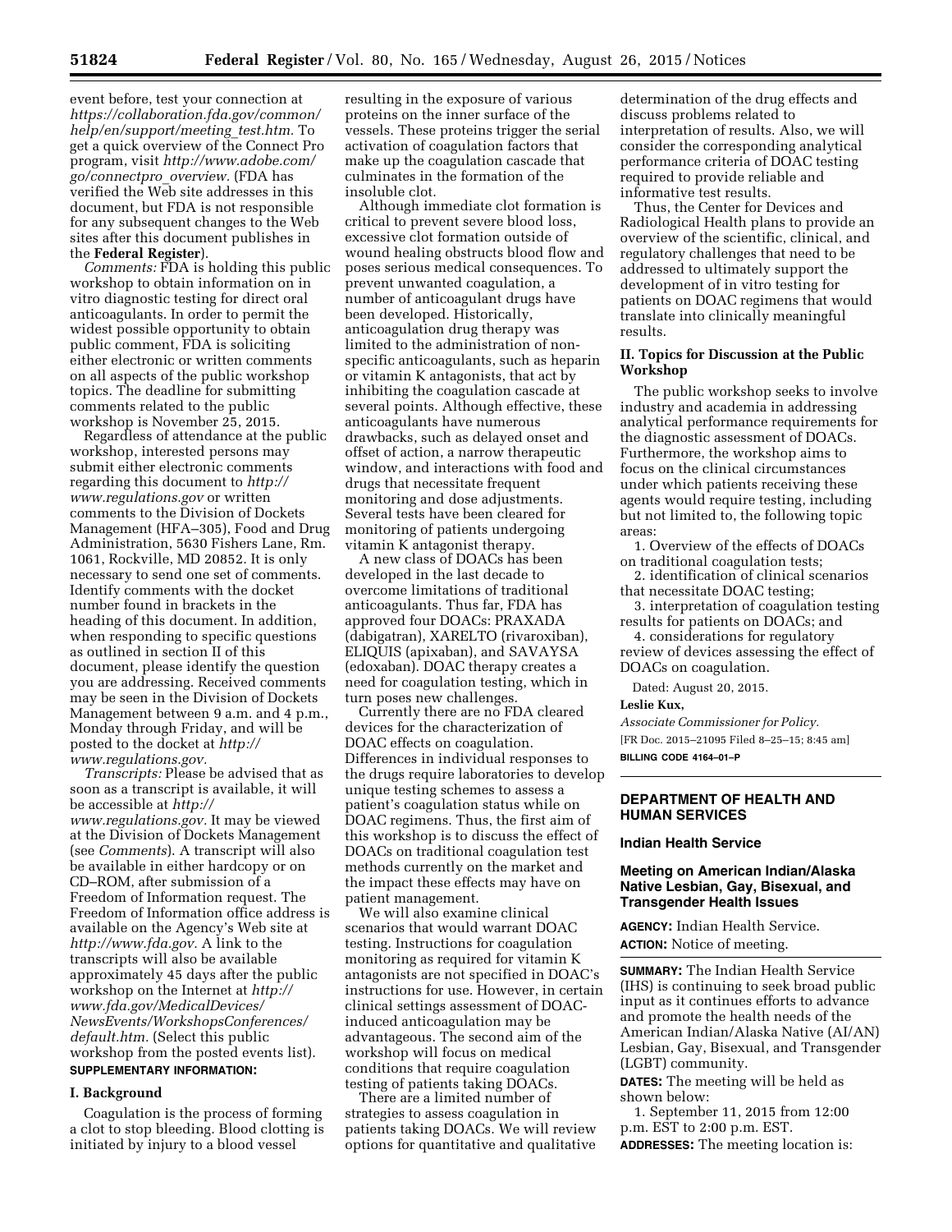event before, test your connection at *https://collaboration.fda.gov/common/help/en/support/meeting_test.htm.* To get a quick overview of the Connect Pro program, visit *http://www.adobe.com/go/connectpro_overview.* (FDA has verified the Web site addresses in this document, but FDA is not responsible for any subsequent changes to the Web sites after this document publishes in the **Federal Register**).

*Comments:* FDA is holding this public workshop to obtain information on in vitro diagnostic testing for direct oral anticoagulants. In order to permit the widest possible opportunity to obtain public comment, FDA is soliciting either electronic or written comments on all aspects of the public workshop topics. The deadline for submitting comments related to the public workshop is November 25, 2015.

Regardless of attendance at the public workshop, interested persons may submit either electronic comments regarding this document to *http://www.regulations.gov* or written comments to the Division of Dockets Management (HFA–305), Food and Drug Administration, 5630 Fishers Lane, Rm. 1061, Rockville, MD 20852. It is only necessary to send one set of comments. Identify comments with the docket number found in brackets in the heading of this document. In addition, when responding to specific questions as outlined in section II of this document, please identify the question you are addressing. Received comments may be seen in the Division of Dockets Management between 9 a.m. and 4 p.m., Monday through Friday, and will be posted to the docket at *http://www.regulations.gov.*

*Transcripts:* Please be advised that as soon as a transcript is available, it will be accessible at *http://www.regulations.gov.* It may be viewed at the Division of Dockets Management (see *Comments*). A transcript will also be available in either hardcopy or on CD–ROM, after submission of a Freedom of Information request. The Freedom of Information office address is available on the Agency's Web site at *http://www.fda.gov.* A link to the transcripts will also be available approximately 45 days after the public workshop on the Internet at *http://www.fda.gov/MedicalDevices/NewsEvents/WorkshopsConferences/default.htm.* (Select this public workshop from the posted events list).

**SUPPLEMENTARY INFORMATION:**

## I. Background

Coagulation is the process of forming a clot to stop bleeding. Blood clotting is initiated by injury to a blood vessel resulting in the exposure of various proteins on the inner surface of the vessels. These proteins trigger the serial activation of coagulation factors that make up the coagulation cascade that culminates in the formation of the insoluble clot.

Although immediate clot formation is critical to prevent severe blood loss, excessive clot formation outside of wound healing obstructs blood flow and poses serious medical consequences. To prevent unwanted coagulation, a number of anticoagulant drugs have been developed. Historically, anticoagulation drug therapy was limited to the administration of non-specific anticoagulants, such as heparin or vitamin K antagonists, that act by inhibiting the coagulation cascade at several points. Although effective, these anticoagulants have numerous drawbacks, such as delayed onset and offset of action, a narrow therapeutic window, and interactions with food and drugs that necessitate frequent monitoring and dose adjustments. Several tests have been cleared for monitoring of patients undergoing vitamin K antagonist therapy.

A new class of DOACs has been developed in the last decade to overcome limitations of traditional anticoagulants. Thus far, FDA has approved four DOACs: PRAXADA (dabigatran), XARELTO (rivaroxiban), ELIQUIS (apixaban), and SAVAYSA (edoxaban). DOAC therapy creates a need for coagulation testing, which in turn poses new challenges.

Currently there are no FDA cleared devices for the characterization of DOAC effects on coagulation. Differences in individual responses to the drugs require laboratories to develop unique testing schemes to assess a patient's coagulation status while on DOAC regimens. Thus, the first aim of this workshop is to discuss the effect of DOACs on traditional coagulation test methods currently on the market and the impact these effects may have on patient management.

We will also examine clinical scenarios that would warrant DOAC testing. Instructions for coagulation monitoring as required for vitamin K antagonists are not specified in DOAC's instructions for use. However, in certain clinical settings assessment of DOAC-induced anticoagulation may be advantageous. The second aim of the workshop will focus on medical conditions that require coagulation testing of patients taking DOACs.

There are a limited number of strategies to assess coagulation in patients taking DOACs. We will review options for quantitative and qualitative determination of the drug effects and discuss problems related to interpretation of results. Also, we will consider the corresponding analytical performance criteria of DOAC testing required to provide reliable and informative test results.

Thus, the Center for Devices and Radiological Health plans to provide an overview of the scientific, clinical, and regulatory challenges that need to be addressed to ultimately support the development of in vitro testing for patients on DOAC regimens that would translate into clinically meaningful results.

## II. Topics for Discussion at the Public Workshop

The public workshop seeks to involve industry and academia in addressing analytical performance requirements for the diagnostic assessment of DOACs. Furthermore, the workshop aims to focus on the clinical circumstances under which patients receiving these agents would require testing, including but not limited to, the following topic areas:

1. Overview of the effects of DOACs on traditional coagulation tests;
2. identification of clinical scenarios that necessitate DOAC testing;
3. interpretation of coagulation testing results for patients on DOACs; and
4. considerations for regulatory review of devices assessing the effect of DOACs on coagulation.

Dated: August 20, 2015.

**Leslie Kux,**

*Associate Commissioner for Policy.*

[FR Doc. 2015–21095 Filed 8–25–15; 8:45 am]

**BILLING CODE 4164–01–P**

---

# DEPARTMENT OF HEALTH AND HUMAN SERVICES

## Indian Health Service

## Meeting on American Indian/Alaska Native Lesbian, Gay, Bisexual, and Transgender Health Issues

**AGENCY:** Indian Health Service.

**ACTION:** Notice of meeting.

**SUMMARY:** The Indian Health Service (IHS) is continuing to seek broad public input as it continues efforts to advance and promote the health needs of the American Indian/Alaska Native (AI/AN) Lesbian, Gay, Bisexual, and Transgender (LGBT) community.

**DATES:** The meeting will be held as shown below:

1. September 11, 2015 from 12:00 p.m. EST to 2:00 p.m. EST.

**ADDRESSES:** The meeting location is: